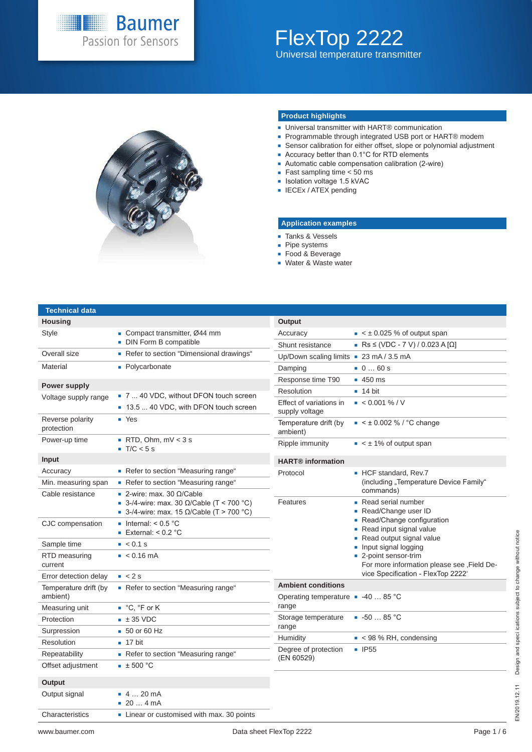# FlexTop 2222

Universal temperature transmitter

## Product highlights

- Universal transmitter with HART® communication
- Programmable through integrated USB port or HART® modem
- Sensor calibration for either offset, slope or polynomial adjustment
- Accuracy better than 0.1°C for RTD elements
- Automatic cable compensation calibration (2-wire)
- Fast sampling time < 50 ms
- Isolation voltage 1.5 kVAC
- IECEx / ATEX pending

## Application examples

- Tanks & Vessels
- Pipe systems
- Food & Beverage
- Water & Waste water

## Technical data

### Housing

| | |
|---|---|
| Style | Compact transmitter, Ø44 mm<br>DIN Form B compatible |
| Overall size | Refer to section "Dimensional drawings" |
| Material | Polycarbonate |

### Power supply

| | |
|---|---|
| Voltage supply range | 7 ... 40 VDC, without DFON touch screen<br>13.5 ... 40 VDC, with DFON touch screen |
| Reverse polarity protection | Yes |
| Power-up time | RTD, Ohm, mV < 3 s<br>T/C < 5 s |

### Input

| | |
|---|---|
| Accuracy | Refer to section "Measuring range" |
| Min. measuring span | Refer to section "Measuring range" |
| Cable resistance | 2-wire: max. 30 Ω/Cable<br>3-/4-wire: max. 30 Ω/Cable (T < 700 °C)<br>3-/4-wire: max. 15 Ω/Cable (T > 700 °C) |
| CJC compensation | Internal: < 0.5 °C<br>External: < 0.2 °C |
| Sample time | < 0.1 s |
| RTD measuring current | < 0.16 mA |
| Error detection delay | < 2 s |
| Temperature drift (by ambient) | Refer to section "Measuring range" |
| Measuring unit | °C, °F or K |
| Protection | ± 35 VDC |
| Surpression | 50 or 60 Hz |
| Resolution | 17 bit |
| Repeatability | Refer to section "Measuring range" |
| Offset adjustment | ± 500 °C |

### Output

| | |
|---|---|
| Output signal | 4 … 20 mA<br>20 … 4 mA |
| Characteristics | Linear or customised with max. 30 points |
| Accuracy | < ± 0.025 % of output span |
| Shunt resistance | Rs ≤ (VDC - 7 V) / 0.023 A [Ω] |
| Up/Down scaling limits | 23 mA / 3.5 mA |
| Damping | 0 … 60 s |
| Response time T90 | 450 ms |
| Resolution | 14 bit |
| Effect of variations in supply voltage | < 0.001 % / V |
| Temperature drift (by ambient) | < ± 0.002 % / °C change |
| Ripple immunity | < ± 1% of output span |

### HART® information

| | |
|---|---|
| Protocol | HCF standard, Rev.7<br>(including „Temperature Device Family" commands) |
| Features | Read serial number<br>Read/Change user ID<br>Read/Change configuration<br>Read input signal value<br>Read output signal value<br>Input signal logging<br>2-point sensor-trim<br>For more information please see ‚Field Device Specification - FlexTop 2222' |

### Ambient conditions

| | |
|---|---|
| Operating temperature range | -40 … 85 °C |
| Storage temperature range | -50 … 85 °C |
| Humidity | < 98 % RH, condensing |
| Degree of protection (EN 60529) | IP55 |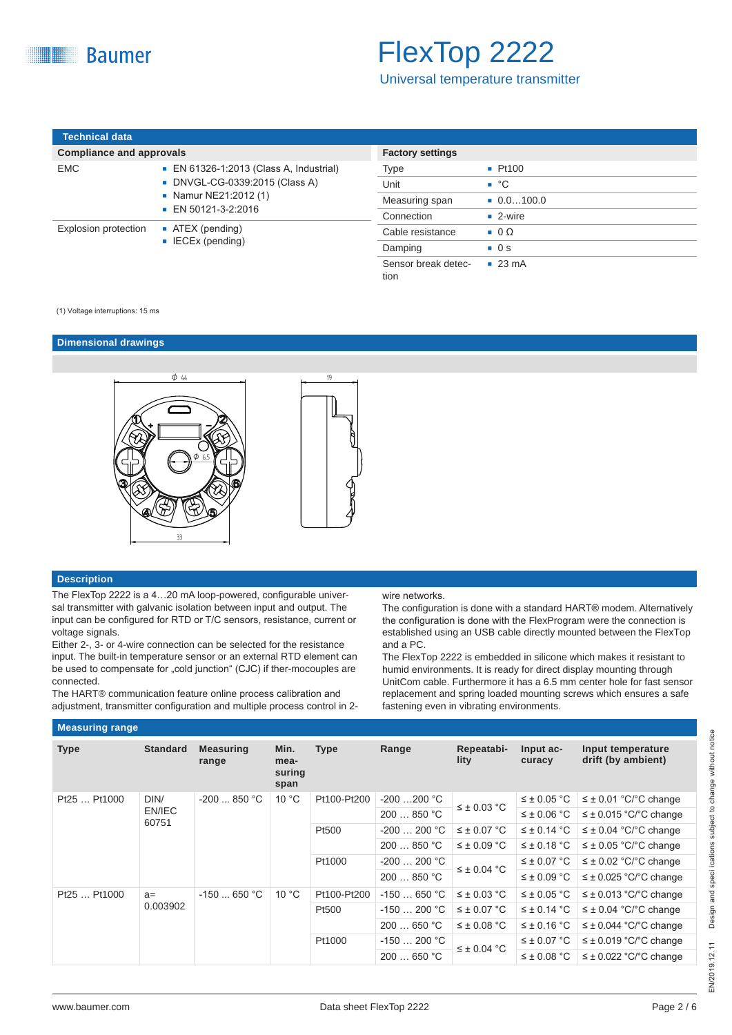## Technical data

| Compliance and approvals | |
|---|---|
| EMC | ▪ EN 61326-1:2013 (Class A, Industrial)<br>▪ DNVGL-CG-0339:2015 (Class A)<br>▪ Namur NE21:2012 (1)<br>▪ EN 50121-3-2:2016 |
| Explosion protection | ▪ ATEX (pending)<br>▪ IECEx (pending) |

| Factory settings | |
|---|---|
| Type | ▪ Pt100 |
| Unit | ▪ °C |
| Measuring span | ▪ 0.0…100.0 |
| Connection | ▪ 2-wire |
| Cable resistance | ▪ 0 Ω |
| Damping | ▪ 0 s |
| Sensor break detection | ▪ 23 mA |

(1) Voltage interruptions: 15 ms

## Dimensional drawings

## Description

The FlexTop 2222 is a 4…20 mA loop-powered, configurable universal transmitter with galvanic isolation between input and output. The input can be configured for RTD or T/C sensors, resistance, current or voltage signals.
Either 2-, 3- or 4-wire connection can be selected for the resistance input. The built-in temperature sensor or an external RTD element can be used to compensate for „cold junction" (CJC) if ther-mocouples are connected.
The HART® communication feature online process calibration and adjustment, transmitter configuration and multiple process control in 2-wire networks.
The configuration is done with a standard HART® modem. Alternatively the configuration is done with the FlexProgram were the connection is established using an USB cable directly mounted between the FlexTop and a PC.
The FlexTop 2222 is embedded in silicone which makes it resistant to humid environments. It is ready for direct display mounting through UnitCom cable. Furthermore it has a 6.5 mm center hole for fast sensor replacement and spring loaded mounting screws which ensures a safe fastening even in vibrating environments.

## Measuring range

| Type | Standard | Measuring range | Min. measuring span | Type | Range | Repeatability | Input accuracy | Input temperature drift (by ambient) |
|---|---|---|---|---|---|---|---|---|
| Pt25 … Pt1000 | DIN/ EN/IEC 60751 | -200 ... 850 °C | 10 °C | Pt100-Pt200 | -200 …200 °C | ≤ ± 0.03 °C | ≤ ± 0.05 °C | ≤ ± 0.01 °C/°C change |
| | | | | | 200 … 850 °C | | ≤ ± 0.06 °C | ≤ ± 0.015 °C/°C change |
| | | | | Pt500 | -200 … 200 °C | ≤ ± 0.07 °C | ≤ ± 0.14 °C | ≤ ± 0.04 °C/°C change |
| | | | | | 200 … 850 °C | ≤ ± 0.09 °C | ≤ ± 0.18 °C | ≤ ± 0.05 °C/°C change |
| | | | | Pt1000 | -200 … 200 °C | ≤ ± 0.04 °C | ≤ ± 0.07 °C | ≤ ± 0.02 °C/°C change |
| | | | | | 200 … 850 °C | | ≤ ± 0.09 °C | ≤ ± 0.025 °C/°C change |
| Pt25 … Pt1000 | a= 0.003902 | -150 ... 650 °C | 10 °C | Pt100-Pt200 | -150 … 650 °C | ≤ ± 0.03 °C | ≤ ± 0.05 °C | ≤ ± 0.013 °C/°C change |
| | | | | Pt500 | -150 … 200 °C | ≤ ± 0.07 °C | ≤ ± 0.14 °C | ≤ ± 0.04 °C/°C change |
| | | | | | 200 … 650 °C | ≤ ± 0.08 °C | ≤ ± 0.16 °C | ≤ ± 0.044 °C/°C change |
| | | | | Pt1000 | -150 … 200 °C | ≤ ± 0.04 °C | ≤ ± 0.07 °C | ≤ ± 0.019 °C/°C change |
| | | | | | 200 … 650 °C | | ≤ ± 0.08 °C | ≤ ± 0.022 °C/°C change |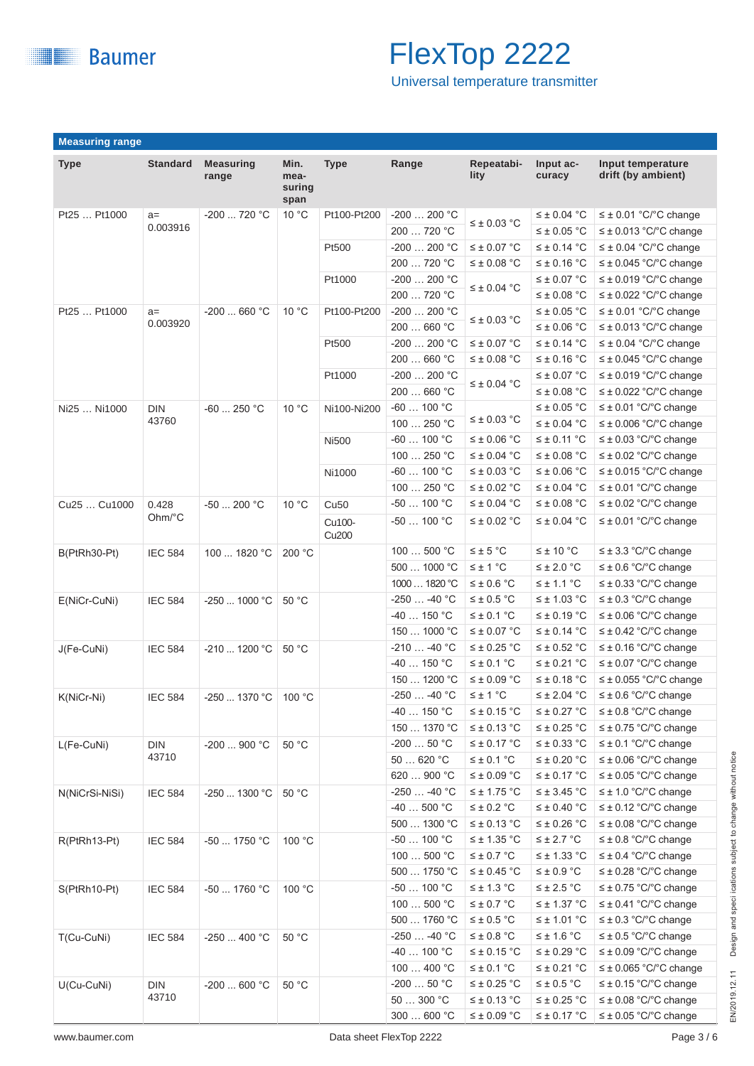## Measuring range

| Type | Standard | Measuring range | Min. measuring span | Type | Range | Repeatability | Input accuracy | Input temperature drift (by ambient) |
|---|---|---|---|---|---|---|---|---|
| Pt25 … Pt1000 | a= 0.003916 | -200 … 720 °C | 10 °C | Pt100-Pt200 | -200 … 200 °C | ≤ ± 0.03 °C | ≤ ± 0.04 °C | ≤ ± 0.01 °C/°C change |
| | | | | | 200 … 720 °C | | ≤ ± 0.05 °C | ≤ ± 0.013 °C/°C change |
| | | | | Pt500 | -200 … 200 °C | ≤ ± 0.07 °C | ≤ ± 0.14 °C | ≤ ± 0.04 °C/°C change |
| | | | | | 200 … 720 °C | ≤ ± 0.08 °C | ≤ ± 0.16 °C | ≤ ± 0.045 °C/°C change |
| | | | | Pt1000 | -200 … 200 °C | ≤ ± 0.04 °C | ≤ ± 0.07 °C | ≤ ± 0.019 °C/°C change |
| | | | | | 200 … 720 °C | | ≤ ± 0.08 °C | ≤ ± 0.022 °C/°C change |
| Pt25 … Pt1000 | a= 0.003920 | -200 … 660 °C | 10 °C | Pt100-Pt200 | -200 … 200 °C | ≤ ± 0.03 °C | ≤ ± 0.05 °C | ≤ ± 0.01 °C/°C change |
| | | | | | 200 … 660 °C | | ≤ ± 0.06 °C | ≤ ± 0.013 °C/°C change |
| | | | | Pt500 | -200 … 200 °C | ≤ ± 0.07 °C | ≤ ± 0.14 °C | ≤ ± 0.04 °C/°C change |
| | | | | | 200 … 660 °C | ≤ ± 0.08 °C | ≤ ± 0.16 °C | ≤ ± 0.045 °C/°C change |
| | | | | Pt1000 | -200 … 200 °C | ≤ ± 0.04 °C | ≤ ± 0.07 °C | ≤ ± 0.019 °C/°C change |
| | | | | | 200 … 660 °C | | ≤ ± 0.08 °C | ≤ ± 0.022 °C/°C change |
| Ni25 … Ni1000 | DIN 43760 | -60 ... 250 °C | 10 °C | Ni100-Ni200 | -60 … 100 °C | ≤ ± 0.03 °C | ≤ ± 0.05 °C | ≤ ± 0.01 °C/°C change |
| | | | | | 100 … 250 °C | | ≤ ± 0.04 °C | ≤ ± 0.006 °C/°C change |
| | | | | Ni500 | -60 … 100 °C | ≤ ± 0.06 °C | ≤ ± 0.11 °C | ≤ ± 0.03 °C/°C change |
| | | | | | 100 … 250 °C | ≤ ± 0.04 °C | ≤ ± 0.08 °C | ≤ ± 0.02 °C/°C change |
| | | | | Ni1000 | -60 … 100 °C | ≤ ± 0.03 °C | ≤ ± 0.06 °C | ≤ ± 0.015 °C/°C change |
| | | | | | 100 … 250 °C | ≤ ± 0.02 °C | ≤ ± 0.04 °C | ≤ ± 0.01 °C/°C change |
| Cu25 … Cu1000 | 0.428 Ohm/°C | -50 ... 200 °C | 10 °C | Cu50 | -50 … 100 °C | ≤ ± 0.04 °C | ≤ ± 0.08 °C | ≤ ± 0.02 °C/°C change |
| | | | | Cu100-Cu200 | -50 … 100 °C | ≤ ± 0.02 °C | ≤ ± 0.04 °C | ≤ ± 0.01 °C/°C change |
| B(PtRh30-Pt) | IEC 584 | 100 … 1820 °C | 200 °C | | 100 … 500 °C | ≤ ± 5 °C | ≤ ± 10 °C | ≤ ± 3.3 °C/°C change |
| | | | | | 500 … 1000 °C | ≤ ± 1 °C | ≤ ± 2.0 °C | ≤ ± 0.6 °C/°C change |
| | | | | | 1000 … 1820 °C | ≤ ± 0.6 °C | ≤ ± 1.1 °C | ≤ ± 0.33 °C/°C change |
| E(NiCr-CuNi) | IEC 584 | -250 … 1000 °C | 50 °C | | -250 … -40 °C | ≤ ± 0.5 °C | ≤ ± 1.03 °C | ≤ ± 0.3 °C/°C change |
| | | | | | -40 … 150 °C | ≤ ± 0.1 °C | ≤ ± 0.19 °C | ≤ ± 0.06 °C/°C change |
| | | | | | 150 … 1000 °C | ≤ ± 0.07 °C | ≤ ± 0.14 °C | ≤ ± 0.42 °C/°C change |
| J(Fe-CuNi) | IEC 584 | -210 ... 1200 °C | 50 °C | | -210 … -40 °C | ≤ ± 0.25 °C | ≤ ± 0.52 °C | ≤ ± 0.16 °C/°C change |
| | | | | | -40 … 150 °C | ≤ ± 0.1 °C | ≤ ± 0.21 °C | ≤ ± 0.07 °C/°C change |
| | | | | | 150 … 1200 °C | ≤ ± 0.09 °C | ≤ ± 0.18 °C | ≤ ± 0.055 °C/°C change |
| K(NiCr-Ni) | IEC 584 | -250 ... 1370 °C | 100 °C | | -250 … -40 °C | ≤ ± 1 °C | ≤ ± 2.04 °C | ≤ ± 0.6 °C/°C change |
| | | | | | -40 … 150 °C | ≤ ± 0.15 °C | ≤ ± 0.27 °C | ≤ ± 0.8 °C/°C change |
| | | | | | 150 … 1370 °C | ≤ ± 0.13 °C | ≤ ± 0.25 °C | ≤ ± 0.75 °C/°C change |
| L(Fe-CuNi) | DIN 43710 | -200 ... 900 °C | 50 °C | | -200 … 50 °C | ≤ ± 0.17 °C | ≤ ± 0.33 °C | ≤ ± 0.1 °C/°C change |
| | | | | | 50 … 620 °C | ≤ ± 0.1 °C | ≤ ± 0.20 °C | ≤ ± 0.06 °C/°C change |
| | | | | | 620 … 900 °C | ≤ ± 0.09 °C | ≤ ± 0.17 °C | ≤ ± 0.05 °C/°C change |
| N(NiCrSi-NiSi) | IEC 584 | -250 ... 1300 °C | 50 °C | | -250 … -40 °C | ≤ ± 1.75 °C | ≤ ± 3.45 °C | ≤ ± 1.0 °C/°C change |
| | | | | | -40 … 500 °C | ≤ ± 0.2 °C | ≤ ± 0.40 °C | ≤ ± 0.12 °C/°C change |
| | | | | | 500 … 1300 °C | ≤ ± 0.13 °C | ≤ ± 0.26 °C | ≤ ± 0.08 °C/°C change |
| R(PtRh13-Pt) | IEC 584 | -50 ... 1750 °C | 100 °C | | -50 … 100 °C | ≤ ± 1.35 °C | ≤ ± 2.7 °C | ≤ ± 0.8 °C/°C change |
| | | | | | 100 … 500 °C | ≤ ± 0.7 °C | ≤ ± 1.33 °C | ≤ ± 0.4 °C/°C change |
| | | | | | 500 … 1750 °C | ≤ ± 0.45 °C | ≤ ± 0.9 °C | ≤ ± 0.28 °C/°C change |
| S(PtRh10-Pt) | IEC 584 | -50 ... 1760 °C | 100 °C | | -50 … 100 °C | ≤ ± 1.3 °C | ≤ ± 2.5 °C | ≤ ± 0.75 °C/°C change |
| | | | | | 100 … 500 °C | ≤ ± 0.7 °C | ≤ ± 1.37 °C | ≤ ± 0.41 °C/°C change |
| | | | | | 500 … 1760 °C | ≤ ± 0.5 °C | ≤ ± 1.01 °C | ≤ ± 0.3 °C/°C change |
| T(Cu-CuNi) | IEC 584 | -250 ... 400 °C | 50 °C | | -250 … -40 °C | ≤ ± 0.8 °C | ≤ ± 1.6 °C | ≤ ± 0.5 °C/°C change |
| | | | | | -40 … 100 °C | ≤ ± 0.15 °C | ≤ ± 0.29 °C | ≤ ± 0.09 °C/°C change |
| | | | | | 100 … 400 °C | ≤ ± 0.1 °C | ≤ ± 0.21 °C | ≤ ± 0.065 °C/°C change |
| U(Cu-CuNi) | DIN 43710 | -200 ... 600 °C | 50 °C | | -200 … 50 °C | ≤ ± 0.25 °C | ≤ ± 0.5 °C | ≤ ± 0.15 °C/°C change |
| | | | | | 50 … 300 °C | ≤ ± 0.13 °C | ≤ ± 0.25 °C | ≤ ± 0.08 °C/°C change |
| | | | | | 300 … 600 °C | ≤ ± 0.09 °C | ≤ ± 0.17 °C | ≤ ± 0.05 °C/°C change |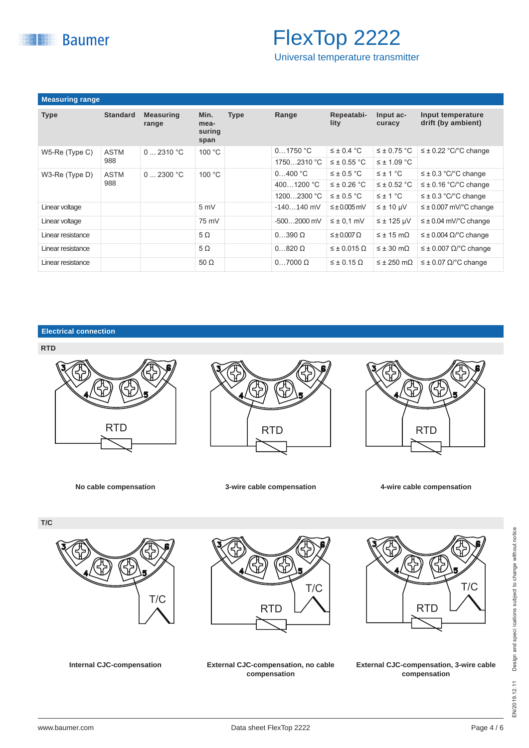## Measuring range

| Type | Standard | Measuring range | Min. measuring span | Type | Range | Repeatability | Input accuracy | Input temperature drift (by ambient) |
|---|---|---|---|---|---|---|---|---|
| W5-Re (Type C) | ASTM 988 | 0 ... 2310 °C | 100 °C | | 0…1750 °C | ≤ ± 0.4 °C | ≤ ± 0.75 °C | ≤ ± 0.22 °C/°C change |
| | | | | | 1750…2310 °C | ≤ ± 0.55 °C | ≤ ± 1.09 °C | |
| W3-Re (Type D) | ASTM 988 | 0 ... 2300 °C | 100 °C | | 0…400 °C | ≤ ± 0.5 °C | ≤ ± 1 °C | ≤ ± 0.3 °C/°C change |
| | | | | | 400…1200 °C | ≤ ± 0.26 °C | ≤ ± 0.52 °C | ≤ ± 0.16 °C/°C change |
| | | | | | 1200…2300 °C | ≤ ± 0.5 °C | ≤ ± 1 °C | ≤ ± 0.3 °C/°C change |
| Linear voltage | | | 5 mV | | -140…140 mV | ≤ ± 0.005 mV | ≤ ± 10 μV | ≤ ± 0.007 mV/°C change |
| Linear voltage | | | 75 mV | | -500…2000 mV | ≤ ± 0,1 mV | ≤ ± 125 μV | ≤ ± 0.04 mV/°C change |
| Linear resistance | | | 5 Ω | | 0…390 Ω | ≤ ± 0.007 Ω | ≤ ± 15 mΩ | ≤ ± 0.004 Ω/°C change |
| Linear resistance | | | 5 Ω | | 0…820 Ω | ≤ ± 0.015 Ω | ≤ ± 30 mΩ | ≤ ± 0.007 Ω/°C change |
| Linear resistance | | | 50 Ω | | 0…7000 Ω | ≤ ± 0.15 Ω | ≤ ± 250 mΩ | ≤ ± 0.07 Ω/°C change |

## Electrical connection

### RTD

**No cable compensation**

**3-wire cable compensation**

**4-wire cable compensation**

### T/C

**Internal CJC-compensation**

**External CJC-compensation, no cable compensation**

**External CJC-compensation, 3-wire cable compensation**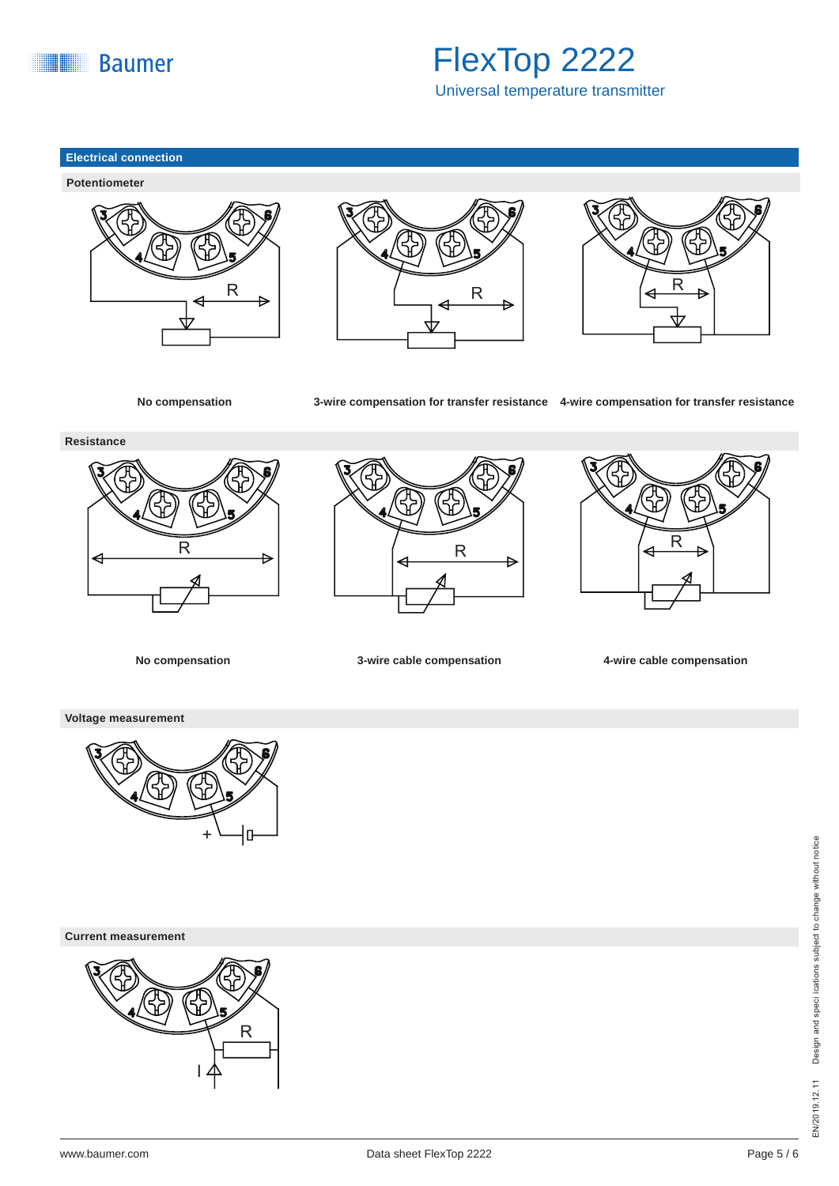## Electrical connection

### Potentiometer

No compensation

3-wire compensation for transfer resistance

4-wire compensation for transfer resistance

### Resistance

No compensation

3-wire cable compensation

4-wire cable compensation

### Voltage measurement

### Current measurement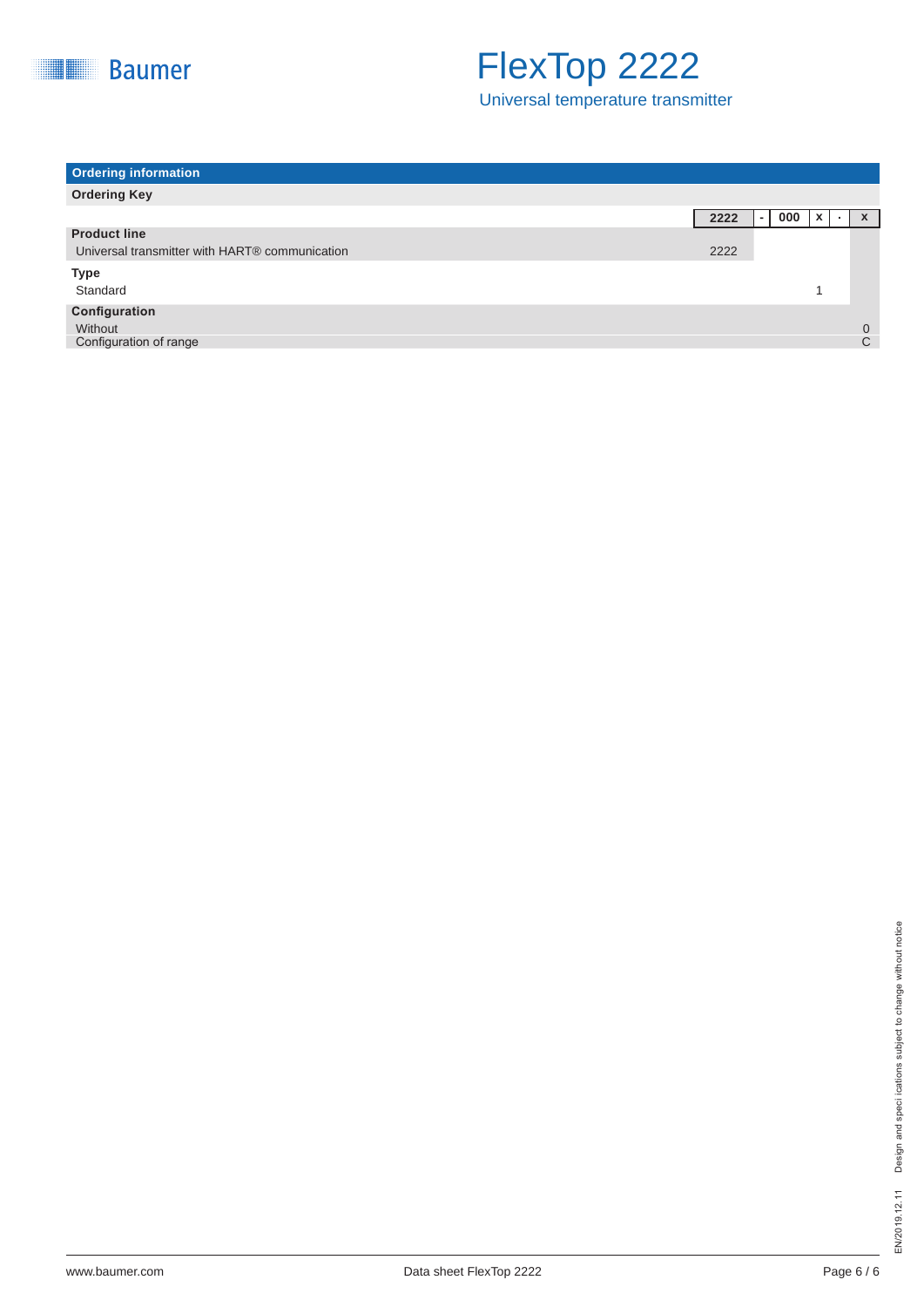## Ordering information

### Ordering Key

| | 2222 | - | 000 | x | · | x |
|---|---|---|---|---|---|---|
| **Product line** | | | | | | |
| Universal transmitter with HART® communication | 2222 | | | | | |
| **Type** | | | | | | |
| Standard | | | | 1 | | |
| **Configuration** | | | | | | |
| Without | | | | | | 0 |
| Configuration of range | | | | | | C |